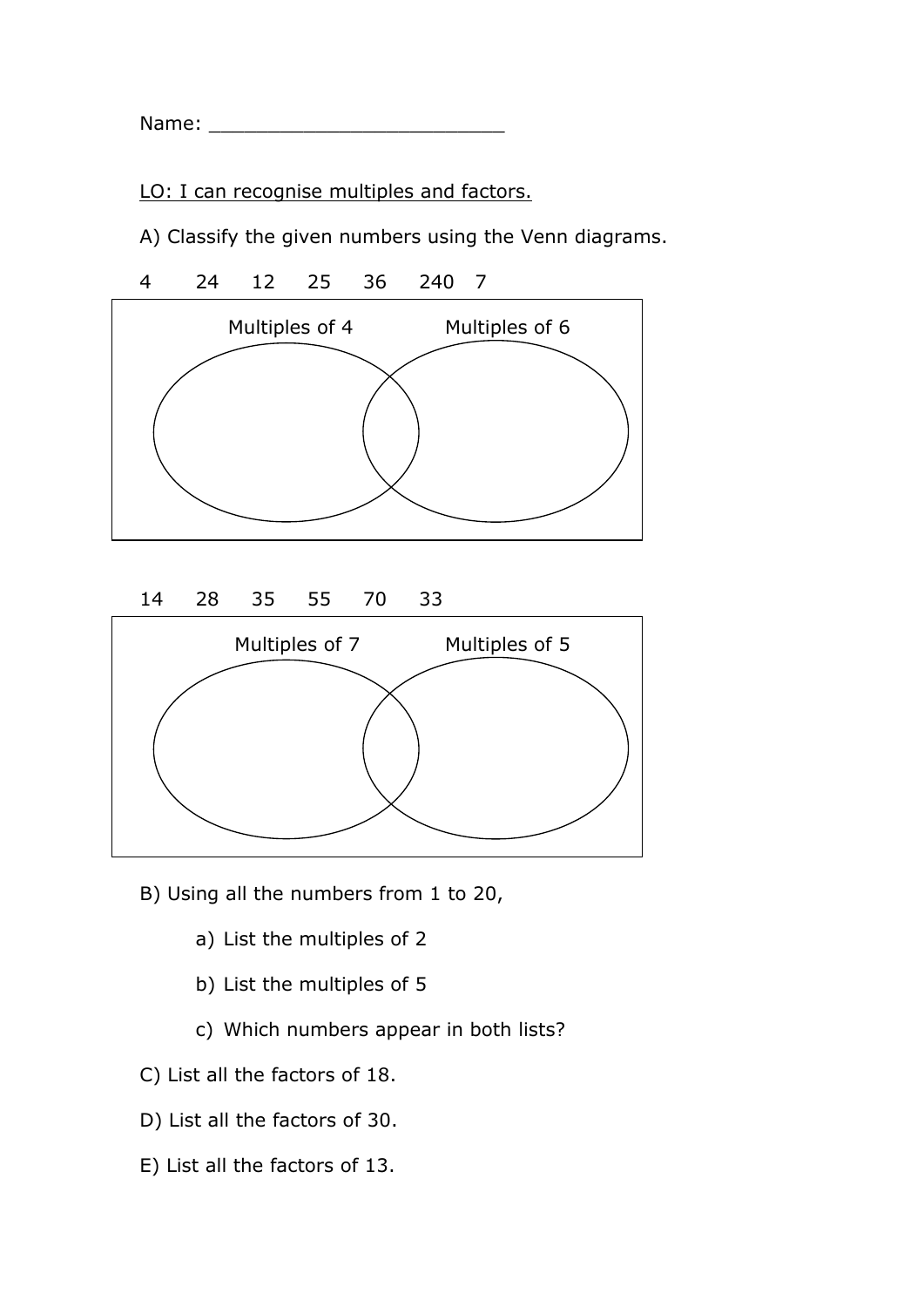Name: _________________________

LO: I can recognise multiples and factors.

A) Classify the given numbers using the Venn diagrams.

4 24 12 25 36 240 7

Multiples of 4 | Multiples of 6

14 28 35 55 70 33

Multiples of 7 | Multiples of 5

B) Using all the numbers from 1 to 20,

a) List the multiples of 2

b) List the multiples of 5

c) Which numbers appear in both lists?

C) List all the factors of 18.

D) List all the factors of 30.

E) List all the factors of 13.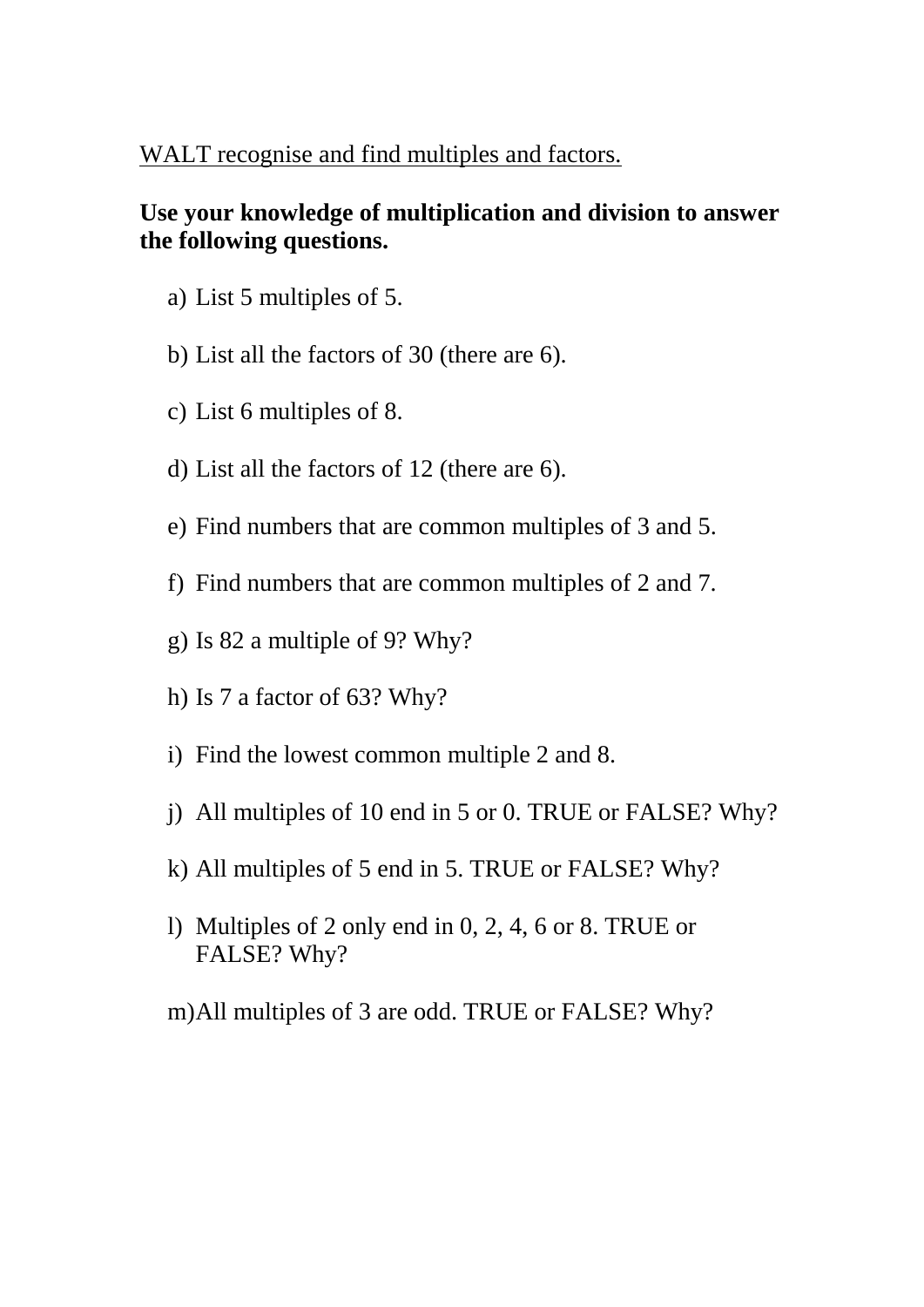<u>WALT recognise and find multiples and factors.</u>

**Use your knowledge of multiplication and division to answer the following questions.**

a) List 5 multiples of 5.

b) List all the factors of 30 (there are 6).

c) List 6 multiples of 8.

d) List all the factors of 12 (there are 6).

e) Find numbers that are common multiples of 3 and 5.

f) Find numbers that are common multiples of 2 and 7.

g) Is 82 a multiple of 9? Why?

h) Is 7 a factor of 63? Why?

i) Find the lowest common multiple 2 and 8.

j) All multiples of 10 end in 5 or 0. TRUE or FALSE? Why?

k) All multiples of 5 end in 5. TRUE or FALSE? Why?

l) Multiples of 2 only end in 0, 2, 4, 6 or 8. TRUE or FALSE? Why?

m) All multiples of 3 are odd. TRUE or FALSE? Why?